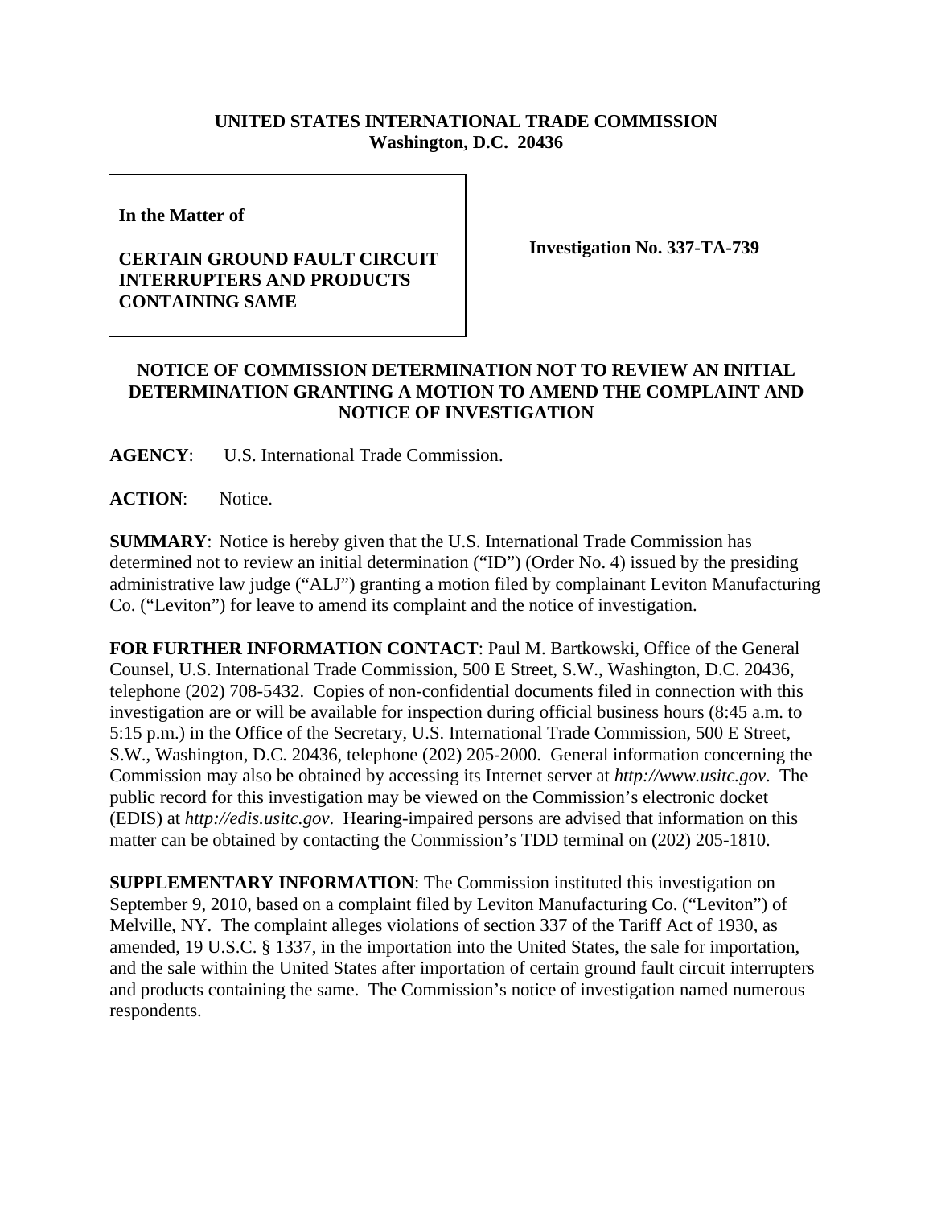**UNITED STATES INTERNATIONAL TRADE COMMISSION**
**Washington, D.C. 20436**

**In the Matter of**

**CERTAIN GROUND FAULT CIRCUIT INTERRUPTERS AND PRODUCTS CONTAINING SAME**

**Investigation No. 337-TA-739**

**NOTICE OF COMMISSION DETERMINATION NOT TO REVIEW AN INITIAL DETERMINATION GRANTING A MOTION TO AMEND THE COMPLAINT AND NOTICE OF INVESTIGATION**

**AGENCY**: U.S. International Trade Commission.

**ACTION**: Notice.

**SUMMARY**: Notice is hereby given that the U.S. International Trade Commission has determined not to review an initial determination ("ID") (Order No. 4) issued by the presiding administrative law judge ("ALJ") granting a motion filed by complainant Leviton Manufacturing Co. ("Leviton") for leave to amend its complaint and the notice of investigation.

**FOR FURTHER INFORMATION CONTACT**: Paul M. Bartkowski, Office of the General Counsel, U.S. International Trade Commission, 500 E Street, S.W., Washington, D.C. 20436, telephone (202) 708-5432. Copies of non-confidential documents filed in connection with this investigation are or will be available for inspection during official business hours (8:45 a.m. to 5:15 p.m.) in the Office of the Secretary, U.S. International Trade Commission, 500 E Street, S.W., Washington, D.C. 20436, telephone (202) 205-2000. General information concerning the Commission may also be obtained by accessing its Internet server at *http://www.usitc.gov*. The public record for this investigation may be viewed on the Commission's electronic docket (EDIS) at *http://edis.usitc.gov*. Hearing-impaired persons are advised that information on this matter can be obtained by contacting the Commission's TDD terminal on (202) 205-1810.

**SUPPLEMENTARY INFORMATION**: The Commission instituted this investigation on September 9, 2010, based on a complaint filed by Leviton Manufacturing Co. ("Leviton") of Melville, NY. The complaint alleges violations of section 337 of the Tariff Act of 1930, as amended, 19 U.S.C. § 1337, in the importation into the United States, the sale for importation, and the sale within the United States after importation of certain ground fault circuit interrupters and products containing the same. The Commission's notice of investigation named numerous respondents.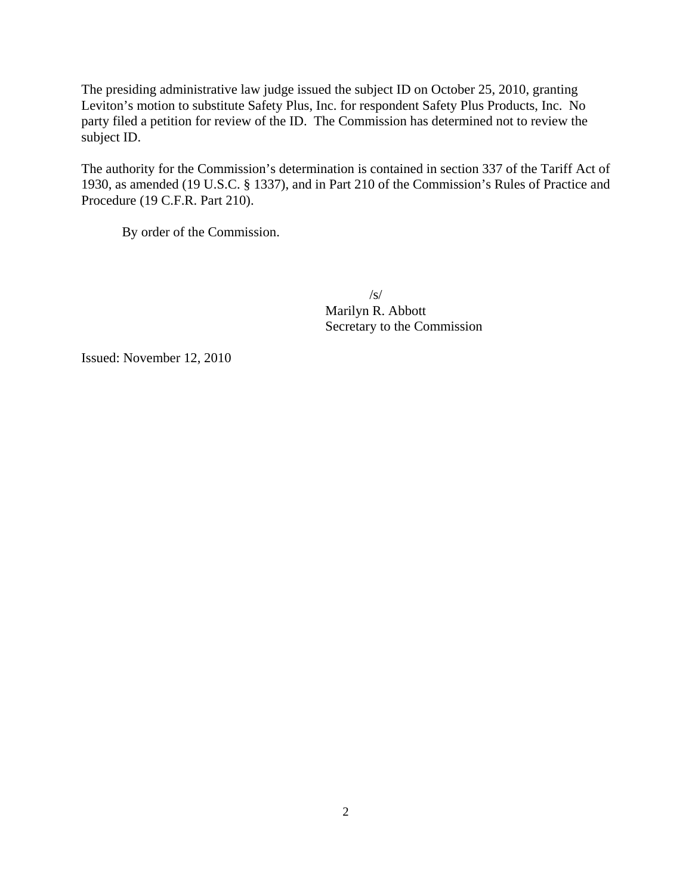The presiding administrative law judge issued the subject ID on October 25, 2010, granting Leviton's motion to substitute Safety Plus, Inc. for respondent Safety Plus Products, Inc. No party filed a petition for review of the ID. The Commission has determined not to review the subject ID.

The authority for the Commission's determination is contained in section 337 of the Tariff Act of 1930, as amended (19 U.S.C. § 1337), and in Part 210 of the Commission's Rules of Practice and Procedure (19 C.F.R. Part 210).

By order of the Commission.

/s/
Marilyn R. Abbott
Secretary to the Commission

Issued: November 12, 2010